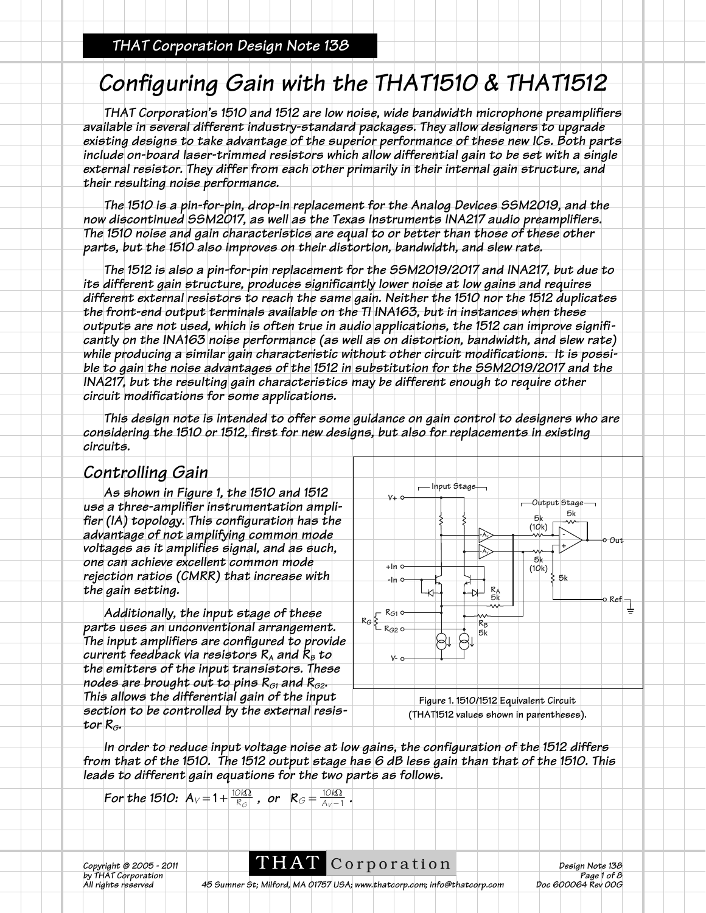# Configuring Gain with the THAT1510 & THAT1512

THAT Corporation's 1510 and 1512 are low noise, wide bandwidth microphone preamplifiers available in several different industry-standard packages. They allow designers to upgrade existing designs to take advantage of the superior performance of these new ICs. Both parts include on-board laser-trimmed resistors which allow differential gain to be set with a single external resistor. They differ from each other primarily in their internal gain structure, and their resulting noise performance.

The 1510 is a pin-for-pin, drop-in replacement for the Analog Devices SSM2019, and the now discontinued SSM2017, as well as the Texas Instruments INA217 audio preamplifiers. The 1510 noise and gain characteristics are equal to or better than those of these other parts, but the 1510 also improves on their distortion, bandwidth, and slew rate.

The 1512 is also a pin-for-pin replacement for the SSM2019/2017 and INA217, but due to its different gain structure, produces significantly lower noise at low gains and requires different external resistors to reach the same gain. Neither the 1510 nor the 1512 duplicates the front-end output terminals available on the TI INA163, but in instances when these outputs are not used, which is often true in audio applications, the 1512 can improve significantly on the INA163 noise performance (as well as on distortion, bandwidth, and slew rate) while producing a similar gain characteristic without other circuit modifications. It is possible to gain the noise advantages of the 1512 in substitution for the SSM2019/2017 and the INA217, but the resulting gain characteristics may be different enough to require other circuit modifications for some applications.

This design note is intended to offer some guidance on gain control to designers who are considering the 1510 or 1512, first for new designs, but also for replacements in existing circuits.

## Controlling Gain

As shown in Figure 1, the 1510 and 1512 use a three-amplifier instrumentation amplifier (IA) topology. This configuration has the advantage of not amplifying common mode voltages as it amplifies signal, and as such, one can achieve excellent common mode rejection ratios (CMRR) that increase with the gain setting.

Additionally, the input stage of these parts uses an unconventional arrangement. The input amplifiers are configured to provide current feedback via resistors $R_A$ and $R_B$ to the emitters of the input transistors. These nodes are brought out to pins $R_{G1}$ and $R_{G2}$. This allows the differential gain of the input section to be controlled by the external resistor $R_G$.

Figure 1. 1510/1512 Equivalent Circuit (THAT1512 values shown in parentheses).

In order to reduce input voltage noise at low gains, the configuration of the 1512 differs from that of the 1510. The 1512 output stage has 6 dB less gain than that of the 1510. This leads to different gain equations for the two parts as follows.

For the 1510: $A_V = 1 + \frac{10k\Omega}{R_G}$ , or $R_G = \frac{10k\Omega}{A_V - 1}$ .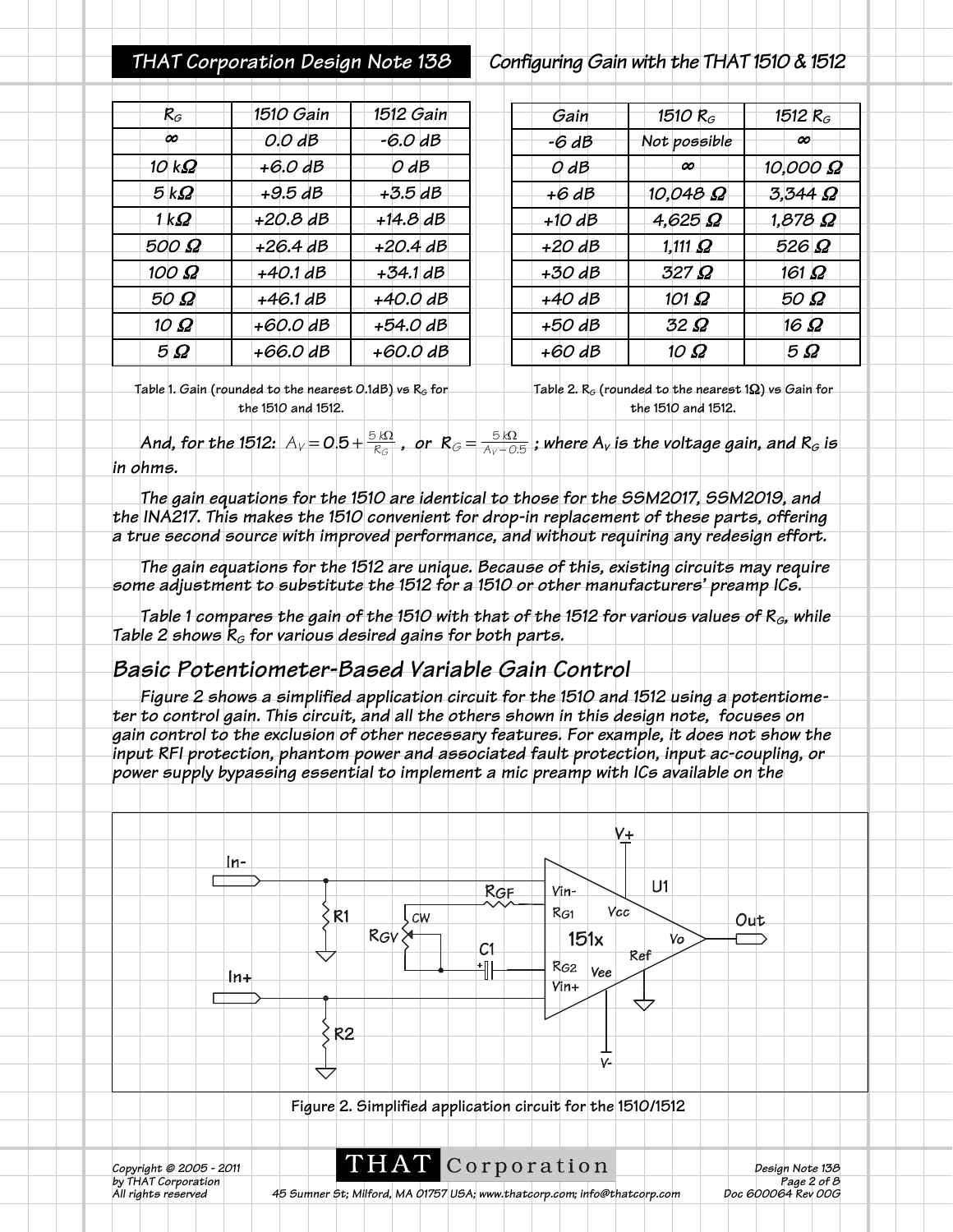| $R_G$ | 1510 Gain | 1512 Gain |
|---|---|---|
| ∞ | 0.0 dB | -6.0 dB |
| 10 kΩ | +6.0 dB | 0 dB |
| 5 kΩ | +9.5 dB | +3.5 dB |
| 1 kΩ | +20.8 dB | +14.8 dB |
| 500 Ω | +26.4 dB | +20.4 dB |
| 100 Ω | +40.1 dB | +34.1 dB |
| 50 Ω | +46.1 dB | +40.0 dB |
| 10 Ω | +60.0 dB | +54.0 dB |
| 5 Ω | +66.0 dB | +60.0 dB |

Table 1. Gain (rounded to the nearest 0.1dB) vs $R_G$ for the 1510 and 1512.

| Gain | 1510 $R_G$ | 1512 $R_G$ |
|---|---|---|
| -6 dB | Not possible | ∞ |
| 0 dB | ∞ | 10,000 Ω |
| +6 dB | 10,048 Ω | 3,344 Ω |
| +10 dB | 4,625 Ω | 1,878 Ω |
| +20 dB | 1,111 Ω | 526 Ω |
| +30 dB | 327 Ω | 161 Ω |
| +40 dB | 101 Ω | 50 Ω |
| +50 dB | 32 Ω | 16 Ω |
| +60 dB | 10 Ω | 5 Ω |

Table 2. $R_G$ (rounded to the nearest 1Ω) vs Gain for the 1510 and 1512.

And, for the 1512: $A_V = 0.5 + \frac{5\,k\Omega}{R_G}$ , or $R_G = \frac{5\,k\Omega}{A_V - 0.5}$ ; where $A_V$ is the voltage gain, and $R_G$ is in ohms.

The gain equations for the 1510 are identical to those for the SSM2017, SSM2019, and the INA217. This makes the 1510 convenient for drop-in replacement of these parts, offering a true second source with improved performance, and without requiring any redesign effort.

The gain equations for the 1512 are unique. Because of this, existing circuits may require some adjustment to substitute the 1512 for a 1510 or other manufacturers' preamp ICs.

Table 1 compares the gain of the 1510 with that of the 1512 for various values of $R_G$, while Table 2 shows $R_G$ for various desired gains for both parts.

## Basic Potentiometer-Based Variable Gain Control

Figure 2 shows a simplified application circuit for the 1510 and 1512 using a potentiometer to control gain. This circuit, and all the others shown in this design note, focuses on gain control to the exclusion of other necessary features. For example, it does not show the input RFI protection, phantom power and associated fault protection, input ac-coupling, or power supply bypassing essential to implement a mic preamp with ICs available on the

Figure 2. Simplified application circuit for the 1510/1512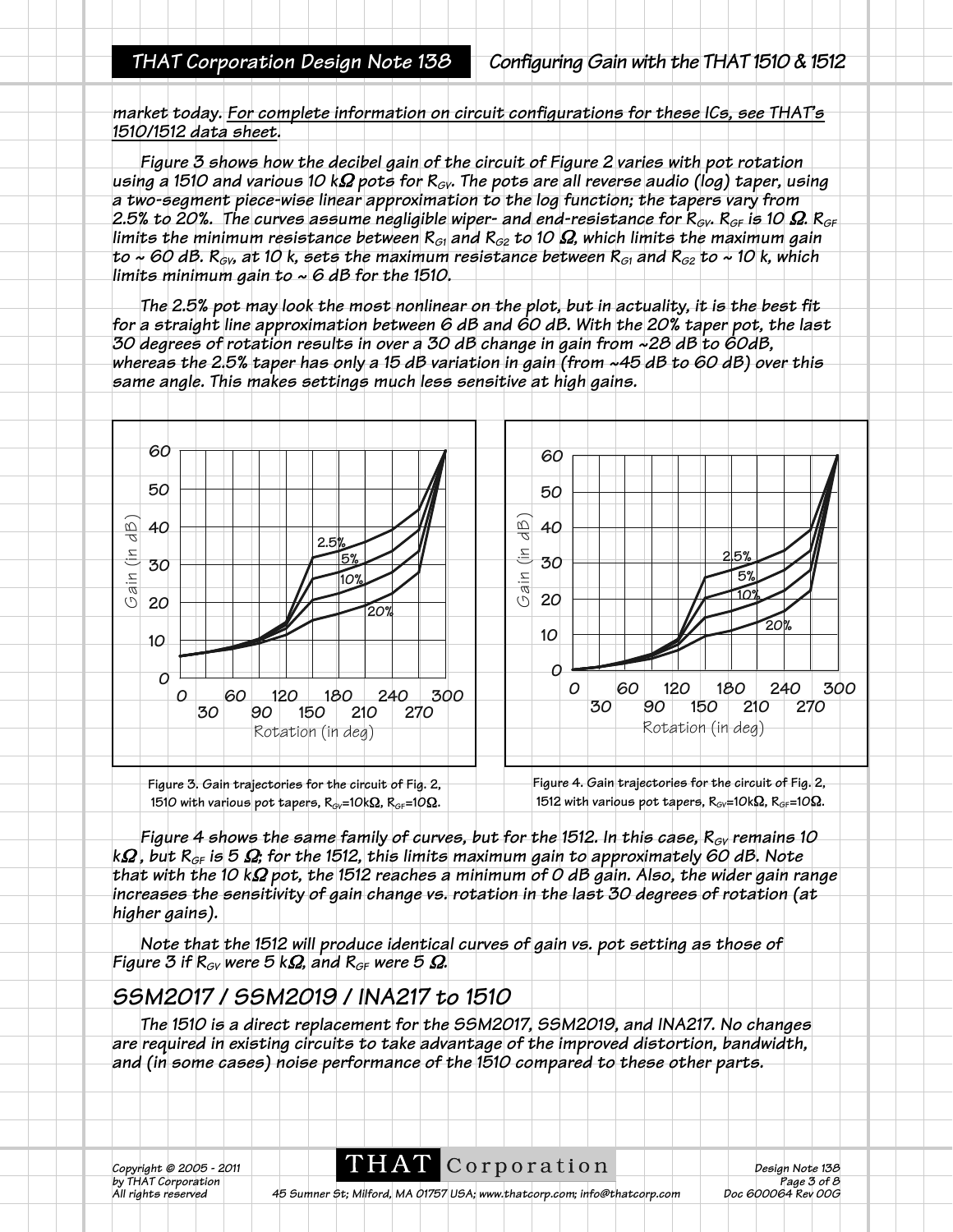market today. For complete information on circuit configurations for these ICs, see THAT's 1510/1512 data sheet.

Figure 3 shows how the decibel gain of the circuit of Figure 2 varies with pot rotation using a 1510 and various 10 kΩ pots for $R_{GV}$. The pots are all reverse audio (log) taper, using a two-segment piece-wise linear approximation to the log function; the tapers vary from 2.5% to 20%. The curves assume negligible wiper- and end-resistance for $R_{GV}$. $R_{GF}$ is 10 Ω. $R_{GF}$ limits the minimum resistance between $R_{G1}$ and $R_{G2}$ to 10 Ω, which limits the maximum gain to ~ 60 dB. $R_{GV}$, at 10 k, sets the maximum resistance between $R_{G1}$ and $R_{G2}$ to ~ 10 k, which limits minimum gain to ~ 6 dB for the 1510.

The 2.5% pot may look the most nonlinear on the plot, but in actuality, it is the best fit for a straight line approximation between 6 dB and 60 dB. With the 20% taper pot, the last 30 degrees of rotation results in over a 30 dB change in gain from ~28 dB to 60dB, whereas the 2.5% taper has only a 15 dB variation in gain (from ~45 dB to 60 dB) over this same angle. This makes settings much less sensitive at high gains.

Figure 3. Gain trajectories for the circuit of Fig. 2, 1510 with various pot tapers, $R_{GV}$=10kΩ, $R_{GF}$=10Ω.

Figure 4. Gain trajectories for the circuit of Fig. 2, 1512 with various pot tapers, $R_{GV}$=10kΩ, $R_{GF}$=10Ω.

Figure 4 shows the same family of curves, but for the 1512. In this case, $R_{GV}$ remains 10 kΩ, but $R_{GF}$ is 5 Ω; for the 1512, this limits maximum gain to approximately 60 dB. Note that with the 10 kΩ pot, the 1512 reaches a minimum of 0 dB gain. Also, the wider gain range increases the sensitivity of gain change vs. rotation in the last 30 degrees of rotation (at higher gains).

Note that the 1512 will produce identical curves of gain vs. pot setting as those of Figure 3 if $R_{GV}$ were 5 kΩ, and $R_{GF}$ were 5 Ω.

## SSM2017 / SSM2019 / INA217 to 1510

The 1510 is a direct replacement for the SSM2017, SSM2019, and INA217. No changes are required in existing circuits to take advantage of the improved distortion, bandwidth, and (in some cases) noise performance of the 1510 compared to these other parts.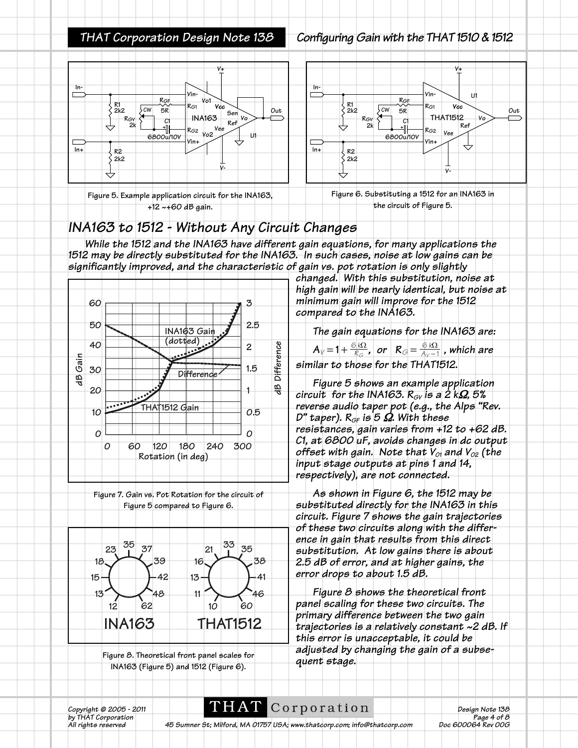Figure 5. Example application circuit for the INA163, +12 ~+60 dB gain.

Figure 6. Substituting a 1512 for an INA163 in the circuit of Figure 5.

## INA163 to 1512 - Without Any Circuit Changes

While the 1512 and the INA163 have different gain equations, for many applications the 1512 may be directly substituted for the INA163. In such cases, noise at low gains can be significantly improved, and the characteristic of gain vs. pot rotation is only slightly changed. With this substitution, noise at high gain will be nearly identical, but noise at minimum gain will improve for the 1512 compared to the INA163.

Figure 7. Gain vs. Pot Rotation for the circuit of Figure 5 compared to Figure 6.

Figure 8. Theoretical front panel scales for INA163 (Figure 5) and 1512 (Figure 6).

The gain equations for the INA163 are:

$A_V = 1 + \frac{6\,k\Omega}{R_G}$, or $R_G = \frac{6\,k\Omega}{A_V - 1}$, which are similar to those for the THAT1512.

Figure 5 shows an example application circuit for the INA163. $R_{GV}$ is a 2 kΩ, 5% reverse audio taper pot (e.g., the Alps "Rev. D" taper). $R_{GF}$ is 5 Ω. With these resistances, gain varies from +12 to +62 dB. C1, at 6800 uF, avoids changes in dc output offset with gain. Note that $V_{O1}$ and $V_{O2}$ (the input stage outputs at pins 1 and 14, respectively), are not connected.

As shown in Figure 6, the 1512 may be substituted directly for the INA163 in this circuit. Figure 7 shows the gain trajectories of these two circuits along with the difference in gain that results from this direct substitution. At low gains there is about 2.5 dB of error, and at higher gains, the error drops to about 1.5 dB.

Figure 8 shows the theoretical front panel scaling for these two circuits. The primary difference between the two gain trajectories is a relatively constant ~2 dB. If this error is unacceptable, it could be adjusted by changing the gain of a subsequent stage.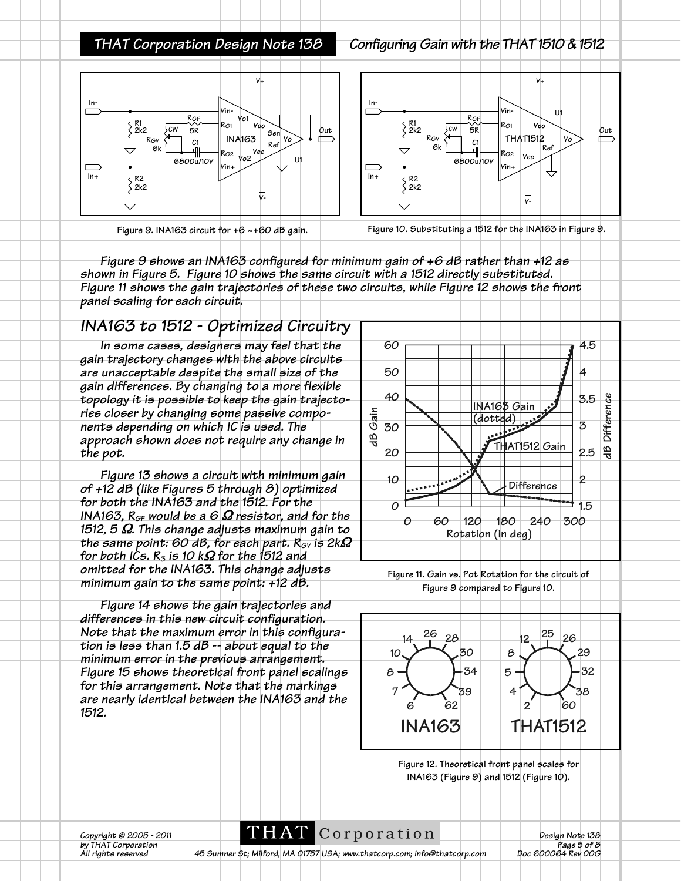Figure 9. INA163 circuit for +6 ~+60 dB gain.

Figure 10. Substituting a 1512 for the INA163 in Figure 9.

Figure 9 shows an INA163 configured for minimum gain of +6 dB rather than +12 as shown in Figure 5. Figure 10 shows the same circuit with a 1512 directly substituted. Figure 11 shows the gain trajectories of these two circuits, while Figure 12 shows the front panel scaling for each circuit.

## INA163 to 1512 - Optimized Circuitry

In some cases, designers may feel that the gain trajectory changes with the above circuits are unacceptable despite the small size of the gain differences. By changing to a more flexible topology it is possible to keep the gain trajectories closer by changing some passive components depending on which IC is used. The approach shown does not require any change in the pot.

Figure 13 shows a circuit with minimum gain of +12 dB (like Figures 5 through 8) optimized for both the INA163 and the 1512. For the INA163, $R_{GF}$ would be a 6 Ω resistor, and for the 1512, 5 Ω. This change adjusts maximum gain to the same point: 60 dB, for each part. $R_{GV}$ is 2kΩ for both ICs. $R_3$ is 10 kΩ for the 1512 and omitted for the INA163. This change adjusts minimum gain to the same point: +12 dB.

Figure 14 shows the gain trajectories and differences in this new circuit configuration. Note that the maximum error in this configuration is less than 1.5 dB -- about equal to the minimum error in the previous arrangement. Figure 15 shows theoretical front panel scalings for this arrangement. Note that the markings are nearly identical between the INA163 and the 1512.

Figure 11. Gain vs. Pot Rotation for the circuit of Figure 9 compared to Figure 10.

Figure 12. Theoretical front panel scales for INA163 (Figure 9) and 1512 (Figure 10).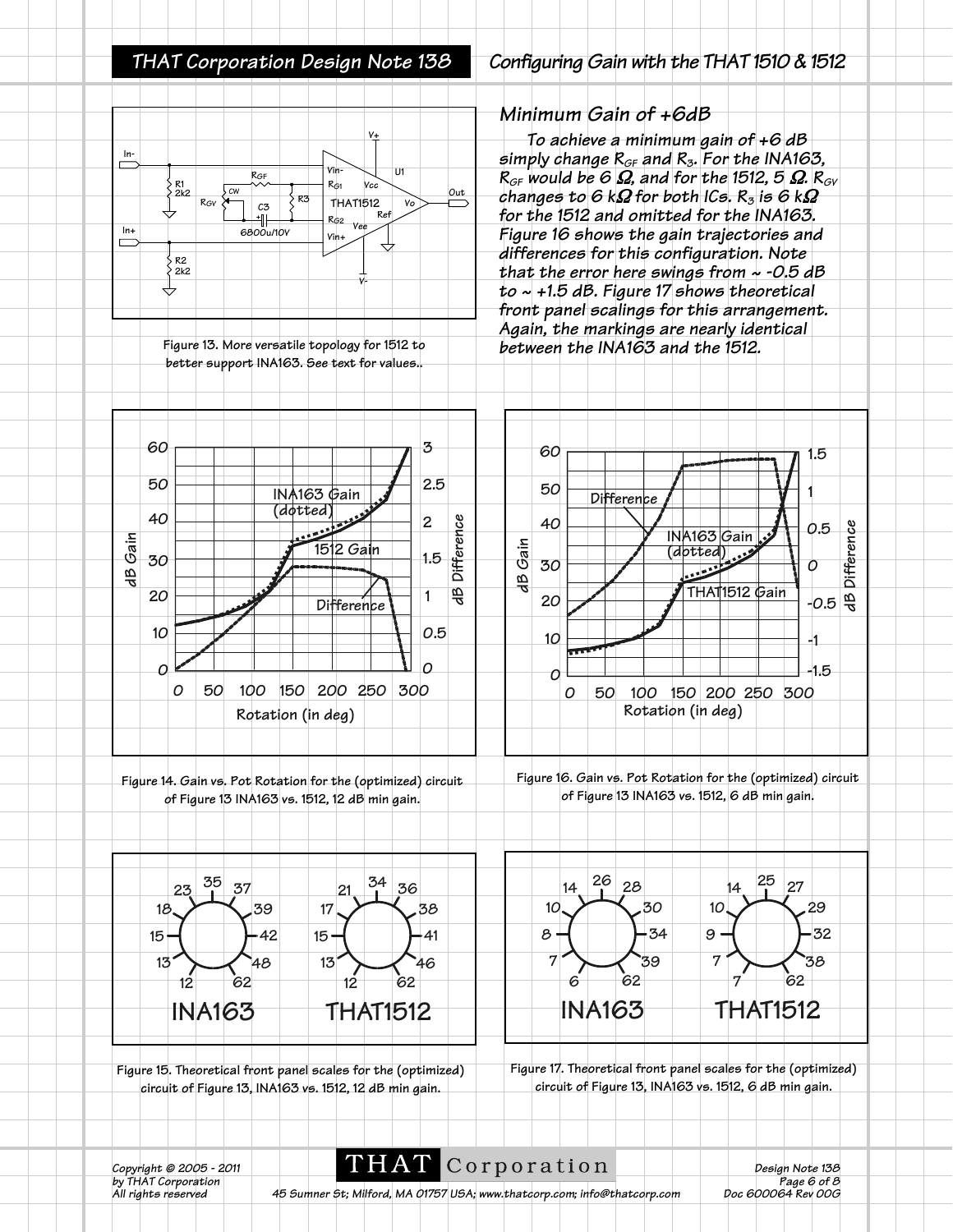## Minimum Gain of +6dB

To achieve a minimum gain of +6 dB simply change $R_{GF}$ and $R_3$. For the INA163, $R_{GF}$ would be 6 Ω, and for the 1512, 5 Ω. $R_{GV}$ changes to 6 kΩ for both ICs. $R_3$ is 6 kΩ for the 1512 and omitted for the INA163. Figure 16 shows the gain trajectories and differences for this configuration. Note that the error here swings from ~ -0.5 dB to ~ +1.5 dB. Figure 17 shows theoretical front panel scalings for this arrangement. Again, the markings are nearly identical between the INA163 and the 1512.

Figure 13. More versatile topology for 1512 to better support INA163. See text for values..

Figure 14. Gain vs. Pot Rotation for the (optimized) circuit of Figure 13 INA163 vs. 1512, 12 dB min gain.

Figure 16. Gain vs. Pot Rotation for the (optimized) circuit of Figure 13 INA163 vs. 1512, 6 dB min gain.

Figure 15. Theoretical front panel scales for the (optimized) circuit of Figure 13, INA163 vs. 1512, 12 dB min gain.

Figure 17. Theoretical front panel scales for the (optimized) circuit of Figure 13, INA163 vs. 1512, 6 dB min gain.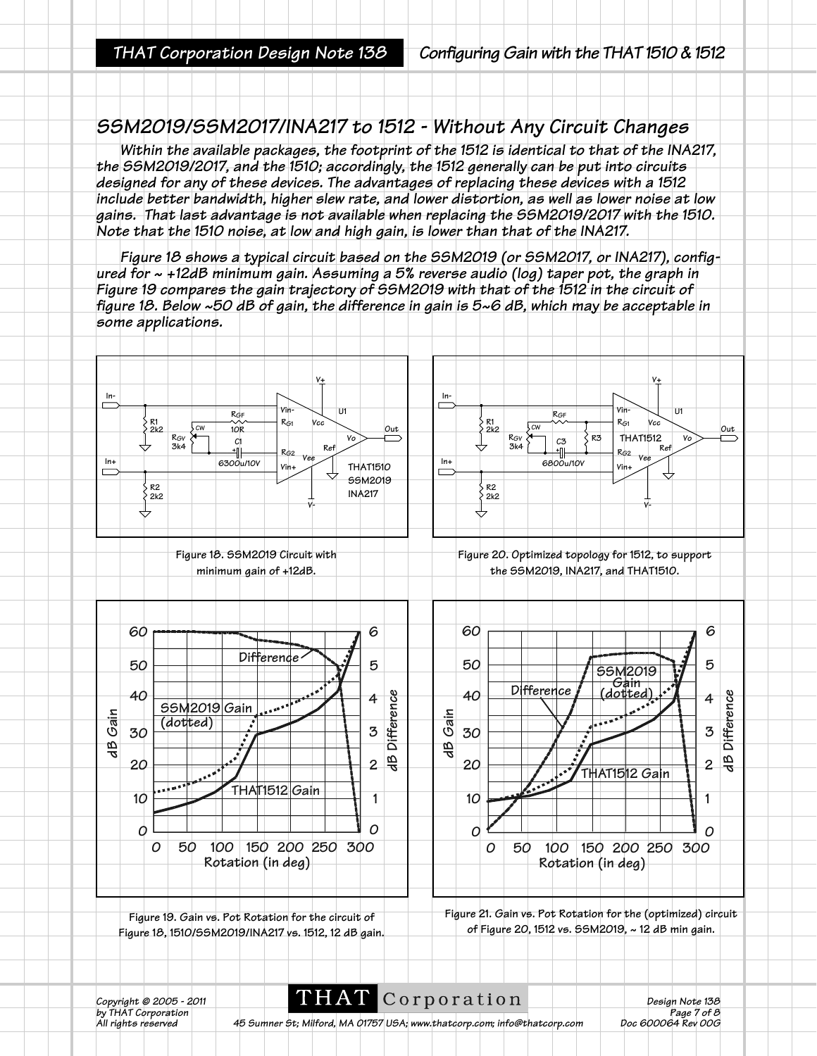## SSM2019/SSM2017/INA217 to 1512 - Without Any Circuit Changes

Within the available packages, the footprint of the 1512 is identical to that of the INA217, the SSM2019/2017, and the 1510; accordingly, the 1512 generally can be put into circuits designed for any of these devices. The advantages of replacing these devices with a 1512 include better bandwidth, higher slew rate, and lower distortion, as well as lower noise at low gains. That last advantage is not available when replacing the SSM2019/2017 with the 1510. Note that the 1510 noise, at low and high gain, is lower than that of the INA217.

Figure 18 shows a typical circuit based on the SSM2019 (or SSM2017, or INA217), configured for ~ +12dB minimum gain. Assuming a 5% reverse audio (log) taper pot, the graph in Figure 19 compares the gain trajectory of SSM2019 with that of the 1512 in the circuit of figure 18. Below ~50 dB of gain, the difference in gain is 5~6 dB, which may be acceptable in some applications.

Figure 18. SSM2019 Circuit with minimum gain of +12dB.

Figure 20. Optimized topology for 1512, to support the SSM2019, INA217, and THAT1510.

Figure 19. Gain vs. Pot Rotation for the circuit of Figure 18, 1510/SSM2019/INA217 vs. 1512, 12 dB gain.

Figure 21. Gain vs. Pot Rotation for the (optimized) circuit of Figure 20, 1512 vs. SSM2019, ~ 12 dB min gain.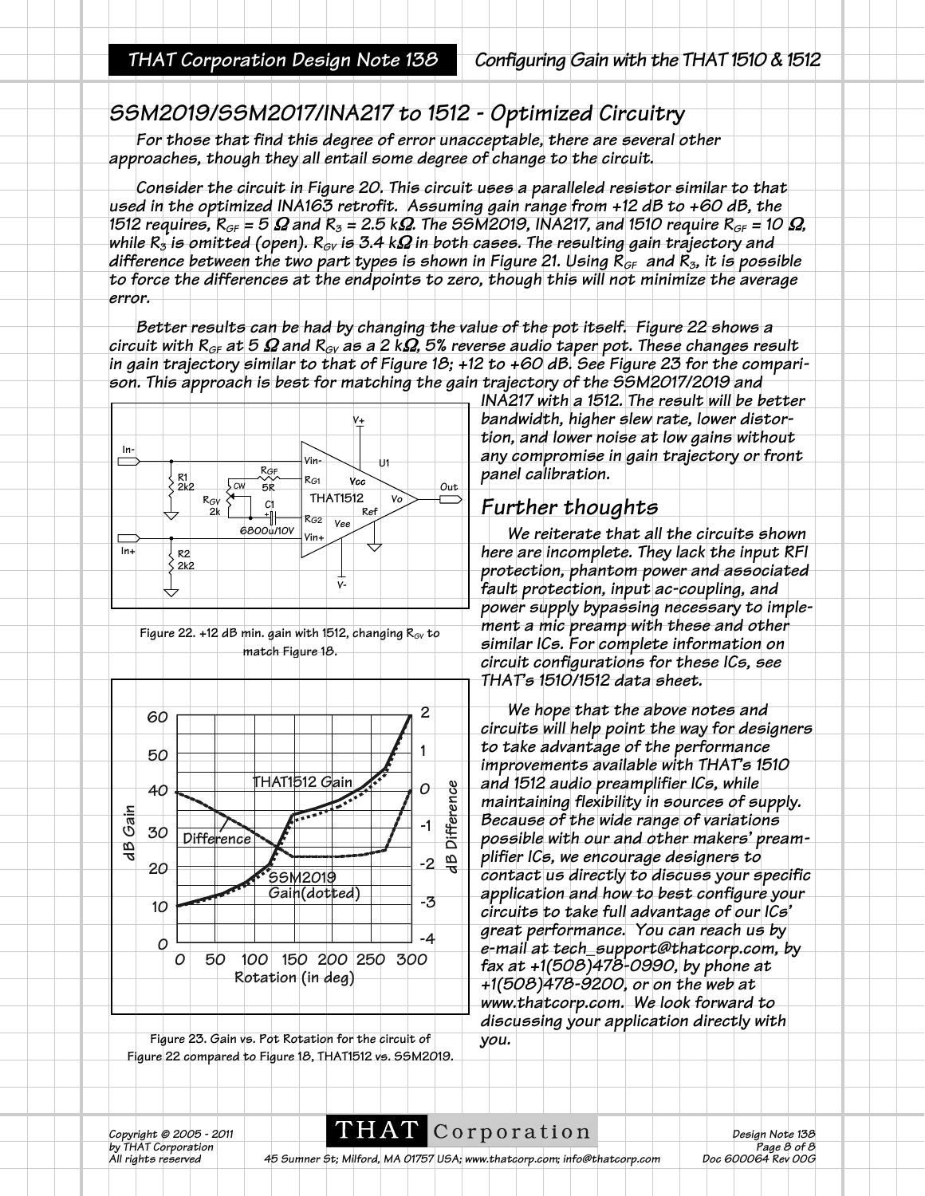## SSM2019/SSM2017/INA217 to 1512 - Optimized Circuitry

For those that find this degree of error unacceptable, there are several other approaches, though they all entail some degree of change to the circuit.

Consider the circuit in Figure 20. This circuit uses a paralleled resistor similar to that used in the optimized INA163 retrofit. Assuming gain range from +12 dB to +60 dB, the 1512 requires, $R_{GF}$ = 5 Ω and $R_3$ = 2.5 kΩ. The SSM2019, INA217, and 1510 require $R_{GF}$ = 10 Ω, while $R_3$ is omitted (open). $R_{GV}$ is 3.4 kΩ in both cases. The resulting gain trajectory and difference between the two part types is shown in Figure 21. Using $R_{GF}$ and $R_3$, it is possible to force the differences at the endpoints to zero, though this will not minimize the average error.

Better results can be had by changing the value of the pot itself. Figure 22 shows a circuit with $R_{GF}$ at 5 Ω and $R_{GV}$ as a 2 kΩ, 5% reverse audio taper pot. These changes result in gain trajectory similar to that of Figure 18; +12 to +60 dB. See Figure 23 for the comparison. This approach is best for matching the gain trajectory of the SSM2017/2019 and INA217 with a 1512. The result will be better bandwidth, higher slew rate, lower distortion, and lower noise at low gains without any compromise in gain trajectory or front panel calibration.

In-
In+
R1
2k2
R2
2k2
RGF
5R
RGV
2k
CW
C1
6800u/10V
V+
V-
Vin-
RG1
Vcc
THAT1512
RG2
Vee
Vin+
Vo
Ref
U1
Out

Figure 22. +12 dB min. gain with 1512, changing $R_{GV}$ to match Figure 18.

dB Gain
60
50
40
30
20
10
0
dB Difference
2
1
0
-1
-2
-3
-4
THAT1512 Gain
Difference
SSM2019
Gain(dotted)
0 50 100 150 200 250 300
Rotation (in deg)

Figure 23. Gain vs. Pot Rotation for the circuit of Figure 22 compared to Figure 18, THAT1512 vs. SSM2019.

## Further thoughts

We reiterate that all the circuits shown here are incomplete. They lack the input RFI protection, phantom power and associated fault protection, input ac-coupling, and power supply bypassing necessary to implement a mic preamp with these and other similar ICs. For complete information on circuit configurations for these ICs, see THAT's 1510/1512 data sheet.

We hope that the above notes and circuits will help point the way for designers to take advantage of the performance improvements available with THAT's 1510 and 1512 audio preamplifier ICs, while maintaining flexibility in sources of supply. Because of the wide range of variations possible with our and other makers' preamplifier ICs, we encourage designers to contact us directly to discuss your specific application and how to best configure your circuits to take full advantage of our ICs' great performance. You can reach us by e-mail at tech_support@thatcorp.com, by fax at +1(508)478-0990, by phone at +1(508)478-9200, or on the web at www.thatcorp.com. We look forward to discussing your application directly with you.